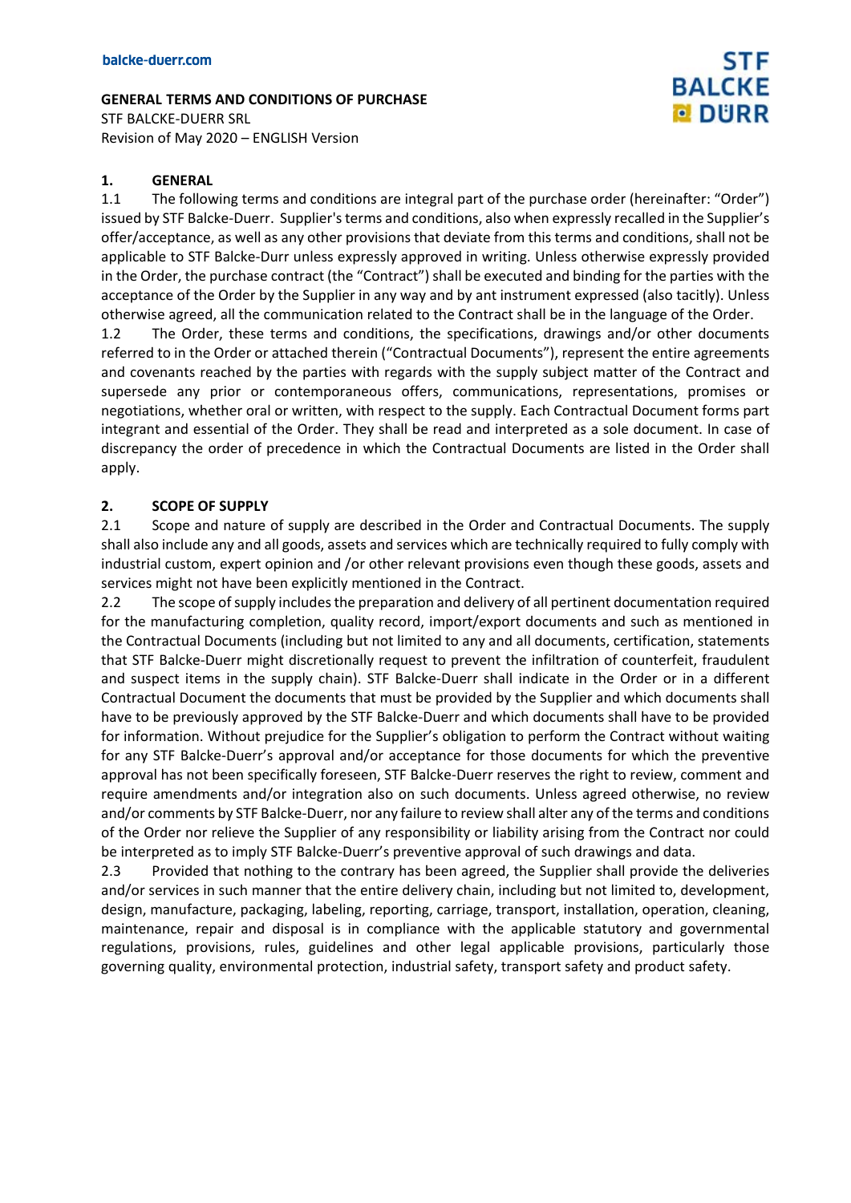balcke-duerr.com

**GENERAL TERMS AND CONDITIONS OF PURCHASE**
STF BALCKE-DUERR SRL
Revision of May 2020 – ENGLISH Version

STF BALCKE DÜRR

## 1. GENERAL

1.1 The following terms and conditions are integral part of the purchase order (hereinafter: "Order") issued by STF Balcke-Duerr. Supplier's terms and conditions, also when expressly recalled in the Supplier's offer/acceptance, as well as any other provisions that deviate from this terms and conditions, shall not be applicable to STF Balcke-Durr unless expressly approved in writing. Unless otherwise expressly provided in the Order, the purchase contract (the "Contract") shall be executed and binding for the parties with the acceptance of the Order by the Supplier in any way and by ant instrument expressed (also tacitly). Unless otherwise agreed, all the communication related to the Contract shall be in the language of the Order.

1.2 The Order, these terms and conditions, the specifications, drawings and/or other documents referred to in the Order or attached therein ("Contractual Documents"), represent the entire agreements and covenants reached by the parties with regards with the supply subject matter of the Contract and supersede any prior or contemporaneous offers, communications, representations, promises or negotiations, whether oral or written, with respect to the supply. Each Contractual Document forms part integrant and essential of the Order. They shall be read and interpreted as a sole document. In case of discrepancy the order of precedence in which the Contractual Documents are listed in the Order shall apply.

## 2. SCOPE OF SUPPLY

2.1 Scope and nature of supply are described in the Order and Contractual Documents. The supply shall also include any and all goods, assets and services which are technically required to fully comply with industrial custom, expert opinion and /or other relevant provisions even though these goods, assets and services might not have been explicitly mentioned in the Contract.

2.2 The scope of supply includes the preparation and delivery of all pertinent documentation required for the manufacturing completion, quality record, import/export documents and such as mentioned in the Contractual Documents (including but not limited to any and all documents, certification, statements that STF Balcke-Duerr might discretionally request to prevent the infiltration of counterfeit, fraudulent and suspect items in the supply chain). STF Balcke-Duerr shall indicate in the Order or in a different Contractual Document the documents that must be provided by the Supplier and which documents shall have to be previously approved by the STF Balcke-Duerr and which documents shall have to be provided for information. Without prejudice for the Supplier's obligation to perform the Contract without waiting for any STF Balcke-Duerr's approval and/or acceptance for those documents for which the preventive approval has not been specifically foreseen, STF Balcke-Duerr reserves the right to review, comment and require amendments and/or integration also on such documents. Unless agreed otherwise, no review and/or comments by STF Balcke-Duerr, nor any failure to review shall alter any of the terms and conditions of the Order nor relieve the Supplier of any responsibility or liability arising from the Contract nor could be interpreted as to imply STF Balcke-Duerr's preventive approval of such drawings and data.

2.3 Provided that nothing to the contrary has been agreed, the Supplier shall provide the deliveries and/or services in such manner that the entire delivery chain, including but not limited to, development, design, manufacture, packaging, labeling, reporting, carriage, transport, installation, operation, cleaning, maintenance, repair and disposal is in compliance with the applicable statutory and governmental regulations, provisions, rules, guidelines and other legal applicable provisions, particularly those governing quality, environmental protection, industrial safety, transport safety and product safety.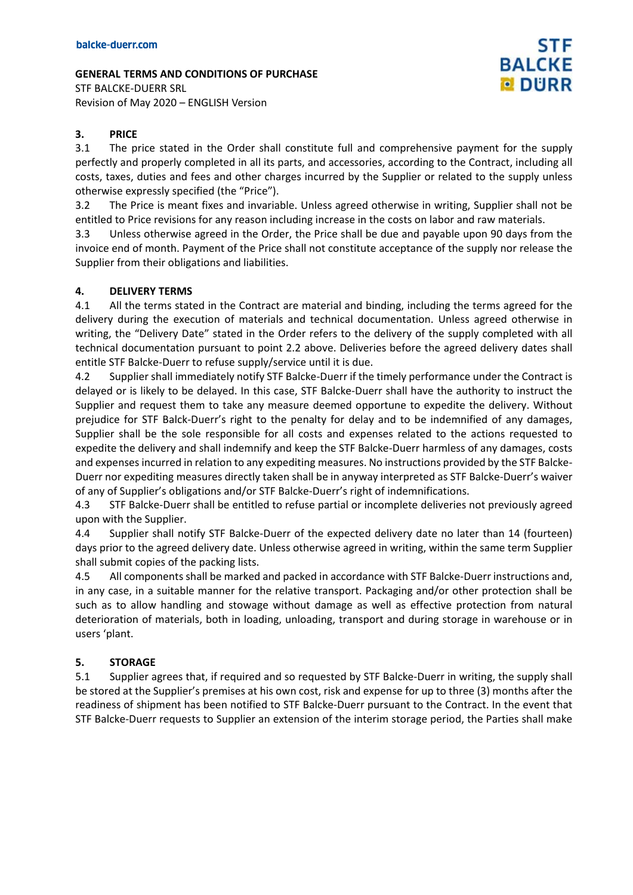## 3. PRICE

3.1 The price stated in the Order shall constitute full and comprehensive payment for the supply perfectly and properly completed in all its parts, and accessories, according to the Contract, including all costs, taxes, duties and fees and other charges incurred by the Supplier or related to the supply unless otherwise expressly specified (the "Price").

3.2 The Price is meant fixes and invariable. Unless agreed otherwise in writing, Supplier shall not be entitled to Price revisions for any reason including increase in the costs on labor and raw materials.

3.3 Unless otherwise agreed in the Order, the Price shall be due and payable upon 90 days from the invoice end of month. Payment of the Price shall not constitute acceptance of the supply nor release the Supplier from their obligations and liabilities.

## 4. DELIVERY TERMS

4.1 All the terms stated in the Contract are material and binding, including the terms agreed for the delivery during the execution of materials and technical documentation. Unless agreed otherwise in writing, the "Delivery Date" stated in the Order refers to the delivery of the supply completed with all technical documentation pursuant to point 2.2 above. Deliveries before the agreed delivery dates shall entitle STF Balcke-Duerr to refuse supply/service until it is due.

4.2 Supplier shall immediately notify STF Balcke-Duerr if the timely performance under the Contract is delayed or is likely to be delayed. In this case, STF Balcke-Duerr shall have the authority to instruct the Supplier and request them to take any measure deemed opportune to expedite the delivery. Without prejudice for STF Balck-Duerr's right to the penalty for delay and to be indemnified of any damages, Supplier shall be the sole responsible for all costs and expenses related to the actions requested to expedite the delivery and shall indemnify and keep the STF Balcke-Duerr harmless of any damages, costs and expenses incurred in relation to any expediting measures. No instructions provided by the STF Balcke-Duerr nor expediting measures directly taken shall be in anyway interpreted as STF Balcke-Duerr's waiver of any of Supplier's obligations and/or STF Balcke-Duerr's right of indemnifications.

4.3 STF Balcke-Duerr shall be entitled to refuse partial or incomplete deliveries not previously agreed upon with the Supplier.

4.4 Supplier shall notify STF Balcke-Duerr of the expected delivery date no later than 14 (fourteen) days prior to the agreed delivery date. Unless otherwise agreed in writing, within the same term Supplier shall submit copies of the packing lists.

4.5 All components shall be marked and packed in accordance with STF Balcke-Duerr instructions and, in any case, in a suitable manner for the relative transport. Packaging and/or other protection shall be such as to allow handling and stowage without damage as well as effective protection from natural deterioration of materials, both in loading, unloading, transport and during storage in warehouse or in users 'plant.

## 5. STORAGE

5.1 Supplier agrees that, if required and so requested by STF Balcke-Duerr in writing, the supply shall be stored at the Supplier's premises at his own cost, risk and expense for up to three (3) months after the readiness of shipment has been notified to STF Balcke-Duerr pursuant to the Contract. In the event that STF Balcke-Duerr requests to Supplier an extension of the interim storage period, the Parties shall make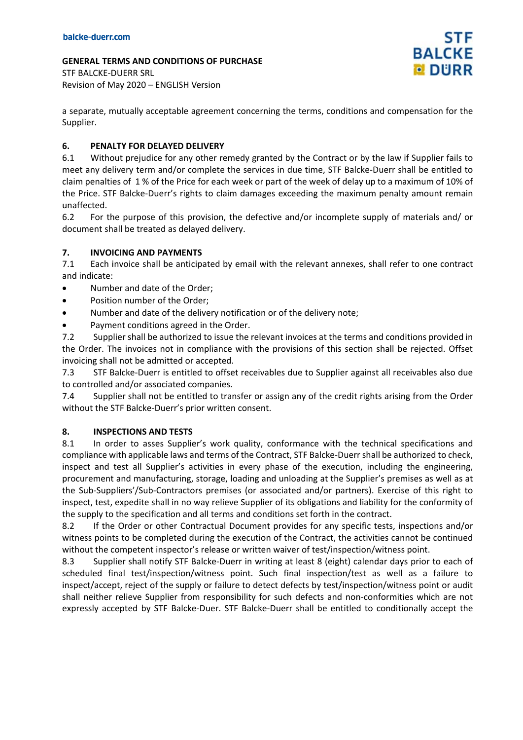a separate, mutually acceptable agreement concerning the terms, conditions and compensation for the Supplier.

## 6. PENALTY FOR DELAYED DELIVERY

6.1 Without prejudice for any other remedy granted by the Contract or by the law if Supplier fails to meet any delivery term and/or complete the services in due time, STF Balcke-Duerr shall be entitled to claim penalties of 1 % of the Price for each week or part of the week of delay up to a maximum of 10% of the Price. STF Balcke-Duerr's rights to claim damages exceeding the maximum penalty amount remain unaffected.

6.2 For the purpose of this provision, the defective and/or incomplete supply of materials and/ or document shall be treated as delayed delivery.

## 7. INVOICING AND PAYMENTS

7.1 Each invoice shall be anticipated by email with the relevant annexes, shall refer to one contract and indicate:

- Number and date of the Order;
- Position number of the Order;
- Number and date of the delivery notification or of the delivery note;
- Payment conditions agreed in the Order.

7.2 Supplier shall be authorized to issue the relevant invoices at the terms and conditions provided in the Order. The invoices not in compliance with the provisions of this section shall be rejected. Offset invoicing shall not be admitted or accepted.

7.3 STF Balcke-Duerr is entitled to offset receivables due to Supplier against all receivables also due to controlled and/or associated companies.

7.4 Supplier shall not be entitled to transfer or assign any of the credit rights arising from the Order without the STF Balcke-Duerr's prior written consent.

## 8. INSPECTIONS AND TESTS

8.1 In order to asses Supplier's work quality, conformance with the technical specifications and compliance with applicable laws and terms of the Contract, STF Balcke-Duerr shall be authorized to check, inspect and test all Supplier's activities in every phase of the execution, including the engineering, procurement and manufacturing, storage, loading and unloading at the Supplier's premises as well as at the Sub-Suppliers'/Sub-Contractors premises (or associated and/or partners). Exercise of this right to inspect, test, expedite shall in no way relieve Supplier of its obligations and liability for the conformity of the supply to the specification and all terms and conditions set forth in the contract.

8.2 If the Order or other Contractual Document provides for any specific tests, inspections and/or witness points to be completed during the execution of the Contract, the activities cannot be continued without the competent inspector's release or written waiver of test/inspection/witness point.

8.3 Supplier shall notify STF Balcke-Duerr in writing at least 8 (eight) calendar days prior to each of scheduled final test/inspection/witness point. Such final inspection/test as well as a failure to inspect/accept, reject of the supply or failure to detect defects by test/inspection/witness point or audit shall neither relieve Supplier from responsibility for such defects and non-conformities which are not expressly accepted by STF Balcke-Duer. STF Balcke-Duerr shall be entitled to conditionally accept the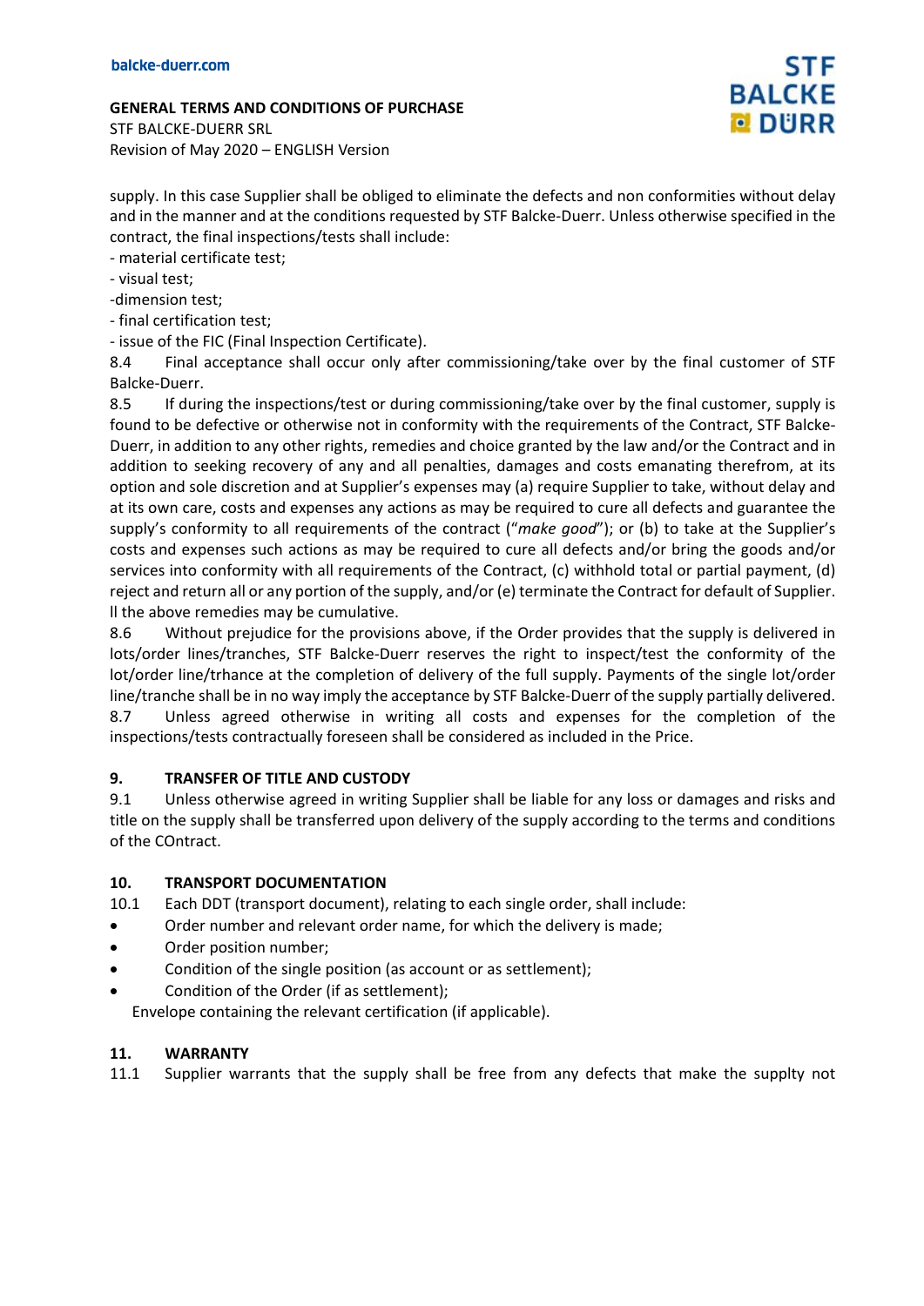supply. In this case Supplier shall be obliged to eliminate the defects and non conformities without delay and in the manner and at the conditions requested by STF Balcke-Duerr. Unless otherwise specified in the contract, the final inspections/tests shall include:

- material certificate test;
- visual test;
- dimension test;
- final certification test;
- issue of the FIC (Final Inspection Certificate).

8.4 Final acceptance shall occur only after commissioning/take over by the final customer of STF Balcke-Duerr.

8.5 If during the inspections/test or during commissioning/take over by the final customer, supply is found to be defective or otherwise not in conformity with the requirements of the Contract, STF Balcke-Duerr, in addition to any other rights, remedies and choice granted by the law and/or the Contract and in addition to seeking recovery of any and all penalties, damages and costs emanating therefrom, at its option and sole discretion and at Supplier's expenses may (a) require Supplier to take, without delay and at its own care, costs and expenses any actions as may be required to cure all defects and guarantee the supply's conformity to all requirements of the contract ("*make good*"); or (b) to take at the Supplier's costs and expenses such actions as may be required to cure all defects and/or bring the goods and/or services into conformity with all requirements of the Contract, (c) withhold total or partial payment, (d) reject and return all or any portion of the supply, and/or (e) terminate the Contract for default of Supplier. ll the above remedies may be cumulative.

8.6 Without prejudice for the provisions above, if the Order provides that the supply is delivered in lots/order lines/tranches, STF Balcke-Duerr reserves the right to inspect/test the conformity of the lot/order line/trhance at the completion of delivery of the full supply. Payments of the single lot/order line/tranche shall be in no way imply the acceptance by STF Balcke-Duerr of the supply partially delivered.

8.7 Unless agreed otherwise in writing all costs and expenses for the completion of the inspections/tests contractually foreseen shall be considered as included in the Price.

## 9. TRANSFER OF TITLE AND CUSTODY

9.1 Unless otherwise agreed in writing Supplier shall be liable for any loss or damages and risks and title on the supply shall be transferred upon delivery of the supply according to the terms and conditions of the COntract.

## 10. TRANSPORT DOCUMENTATION

10.1 Each DDT (transport document), relating to each single order, shall include:

- Order number and relevant order name, for which the delivery is made;
- Order position number;
- Condition of the single position (as account or as settlement);
- Condition of the Order (if as settlement);

Envelope containing the relevant certification (if applicable).

## 11. WARRANTY

11.1 Supplier warrants that the supply shall be free from any defects that make the supplty not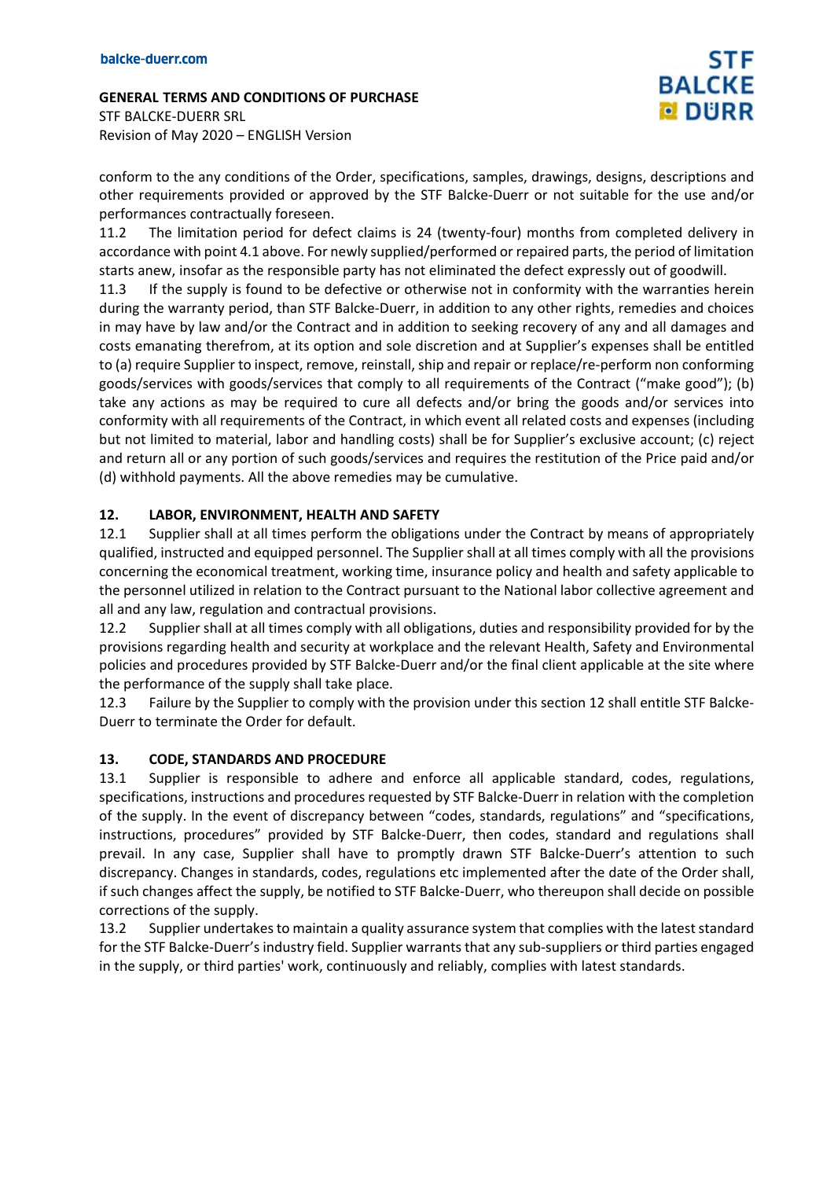conform to the any conditions of the Order, specifications, samples, drawings, designs, descriptions and other requirements provided or approved by the STF Balcke-Duerr or not suitable for the use and/or performances contractually foreseen.

11.2 The limitation period for defect claims is 24 (twenty-four) months from completed delivery in accordance with point 4.1 above. For newly supplied/performed or repaired parts, the period of limitation starts anew, insofar as the responsible party has not eliminated the defect expressly out of goodwill.

11.3 If the supply is found to be defective or otherwise not in conformity with the warranties herein during the warranty period, than STF Balcke-Duerr, in addition to any other rights, remedies and choices in may have by law and/or the Contract and in addition to seeking recovery of any and all damages and costs emanating therefrom, at its option and sole discretion and at Supplier's expenses shall be entitled to (a) require Supplier to inspect, remove, reinstall, ship and repair or replace/re-perform non conforming goods/services with goods/services that comply to all requirements of the Contract ("make good"); (b) take any actions as may be required to cure all defects and/or bring the goods and/or services into conformity with all requirements of the Contract, in which event all related costs and expenses (including but not limited to material, labor and handling costs) shall be for Supplier's exclusive account; (c) reject and return all or any portion of such goods/services and requires the restitution of the Price paid and/or (d) withhold payments. All the above remedies may be cumulative.

## 12. LABOR, ENVIRONMENT, HEALTH AND SAFETY

12.1 Supplier shall at all times perform the obligations under the Contract by means of appropriately qualified, instructed and equipped personnel. The Supplier shall at all times comply with all the provisions concerning the economical treatment, working time, insurance policy and health and safety applicable to the personnel utilized in relation to the Contract pursuant to the National labor collective agreement and all and any law, regulation and contractual provisions.

12.2 Supplier shall at all times comply with all obligations, duties and responsibility provided for by the provisions regarding health and security at workplace and the relevant Health, Safety and Environmental policies and procedures provided by STF Balcke-Duerr and/or the final client applicable at the site where the performance of the supply shall take place.

12.3 Failure by the Supplier to comply with the provision under this section 12 shall entitle STF Balcke-Duerr to terminate the Order for default.

## 13. CODE, STANDARDS AND PROCEDURE

13.1 Supplier is responsible to adhere and enforce all applicable standard, codes, regulations, specifications, instructions and procedures requested by STF Balcke-Duerr in relation with the completion of the supply. In the event of discrepancy between "codes, standards, regulations" and "specifications, instructions, procedures" provided by STF Balcke-Duerr, then codes, standard and regulations shall prevail. In any case, Supplier shall have to promptly drawn STF Balcke-Duerr's attention to such discrepancy. Changes in standards, codes, regulations etc implemented after the date of the Order shall, if such changes affect the supply, be notified to STF Balcke-Duerr, who thereupon shall decide on possible corrections of the supply.

13.2 Supplier undertakes to maintain a quality assurance system that complies with the latest standard for the STF Balcke-Duerr's industry field. Supplier warrants that any sub-suppliers or third parties engaged in the supply, or third parties' work, continuously and reliably, complies with latest standards.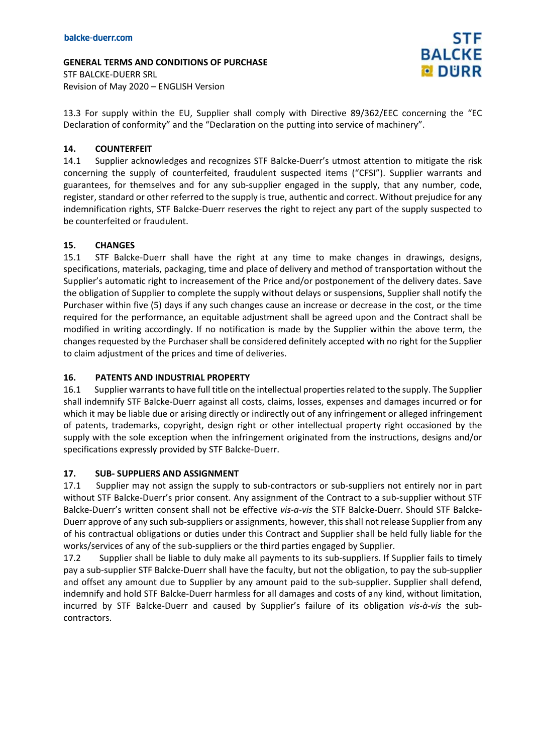13.3 For supply within the EU, Supplier shall comply with Directive 89/362/EEC concerning the "EC Declaration of conformity" and the "Declaration on the putting into service of machinery".

## 14. COUNTERFEIT

14.1 Supplier acknowledges and recognizes STF Balcke-Duerr's utmost attention to mitigate the risk concerning the supply of counterfeited, fraudulent suspected items ("CFSI"). Supplier warrants and guarantees, for themselves and for any sub-supplier engaged in the supply, that any number, code, register, standard or other referred to the supply is true, authentic and correct. Without prejudice for any indemnification rights, STF Balcke-Duerr reserves the right to reject any part of the supply suspected to be counterfeited or fraudulent.

## 15. CHANGES

15.1 STF Balcke-Duerr shall have the right at any time to make changes in drawings, designs, specifications, materials, packaging, time and place of delivery and method of transportation without the Supplier's automatic right to increasement of the Price and/or postponement of the delivery dates. Save the obligation of Supplier to complete the supply without delays or suspensions, Supplier shall notify the Purchaser within five (5) days if any such changes cause an increase or decrease in the cost, or the time required for the performance, an equitable adjustment shall be agreed upon and the Contract shall be modified in writing accordingly. If no notification is made by the Supplier within the above term, the changes requested by the Purchaser shall be considered definitely accepted with no right for the Supplier to claim adjustment of the prices and time of deliveries.

## 16. PATENTS AND INDUSTRIAL PROPERTY

16.1 Supplier warrants to have full title on the intellectual properties related to the supply. The Supplier shall indemnify STF Balcke-Duerr against all costs, claims, losses, expenses and damages incurred or for which it may be liable due or arising directly or indirectly out of any infringement or alleged infringement of patents, trademarks, copyright, design right or other intellectual property right occasioned by the supply with the sole exception when the infringement originated from the instructions, designs and/or specifications expressly provided by STF Balcke-Duerr.

## 17. SUB- SUPPLIERS AND ASSIGNMENT

17.1 Supplier may not assign the supply to sub-contractors or sub-suppliers not entirely nor in part without STF Balcke-Duerr's prior consent. Any assignment of the Contract to a sub-supplier without STF Balcke-Duerr's written consent shall not be effective *vis-a-vis* the STF Balcke-Duerr. Should STF Balcke-Duerr approve of any such sub-suppliers or assignments, however, this shall not release Supplier from any of his contractual obligations or duties under this Contract and Supplier shall be held fully liable for the works/services of any of the sub-suppliers or the third parties engaged by Supplier.

17.2 Supplier shall be liable to duly make all payments to its sub-suppliers. If Supplier fails to timely pay a sub-supplier STF Balcke-Duerr shall have the faculty, but not the obligation, to pay the sub-supplier and offset any amount due to Supplier by any amount paid to the sub-supplier. Supplier shall defend, indemnify and hold STF Balcke-Duerr harmless for all damages and costs of any kind, without limitation, incurred by STF Balcke-Duerr and caused by Supplier's failure of its obligation *vis-à-vis* the sub-contractors.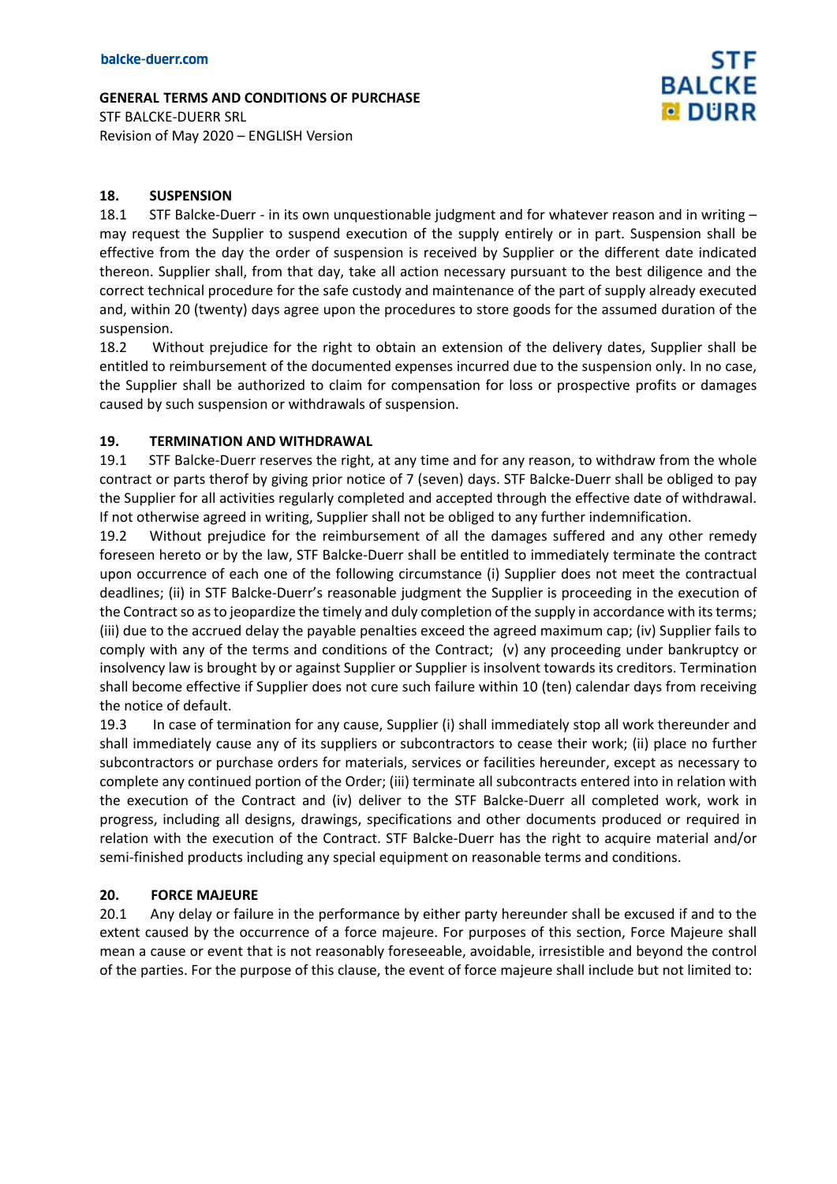## 18. SUSPENSION

18.1 STF Balcke-Duerr - in its own unquestionable judgment and for whatever reason and in writing – may request the Supplier to suspend execution of the supply entirely or in part. Suspension shall be effective from the day the order of suspension is received by Supplier or the different date indicated thereon. Supplier shall, from that day, take all action necessary pursuant to the best diligence and the correct technical procedure for the safe custody and maintenance of the part of supply already executed and, within 20 (twenty) days agree upon the procedures to store goods for the assumed duration of the suspension.

18.2 Without prejudice for the right to obtain an extension of the delivery dates, Supplier shall be entitled to reimbursement of the documented expenses incurred due to the suspension only. In no case, the Supplier shall be authorized to claim for compensation for loss or prospective profits or damages caused by such suspension or withdrawals of suspension.

## 19. TERMINATION AND WITHDRAWAL

19.1 STF Balcke-Duerr reserves the right, at any time and for any reason, to withdraw from the whole contract or parts therof by giving prior notice of 7 (seven) days. STF Balcke-Duerr shall be obliged to pay the Supplier for all activities regularly completed and accepted through the effective date of withdrawal. If not otherwise agreed in writing, Supplier shall not be obliged to any further indemnification.

19.2 Without prejudice for the reimbursement of all the damages suffered and any other remedy foreseen hereto or by the law, STF Balcke-Duerr shall be entitled to immediately terminate the contract upon occurrence of each one of the following circumstance (i) Supplier does not meet the contractual deadlines; (ii) in STF Balcke-Duerr's reasonable judgment the Supplier is proceeding in the execution of the Contract so as to jeopardize the timely and duly completion of the supply in accordance with its terms; (iii) due to the accrued delay the payable penalties exceed the agreed maximum cap; (iv) Supplier fails to comply with any of the terms and conditions of the Contract; (v) any proceeding under bankruptcy or insolvency law is brought by or against Supplier or Supplier is insolvent towards its creditors. Termination shall become effective if Supplier does not cure such failure within 10 (ten) calendar days from receiving the notice of default.

19.3 In case of termination for any cause, Supplier (i) shall immediately stop all work thereunder and shall immediately cause any of its suppliers or subcontractors to cease their work; (ii) place no further subcontractors or purchase orders for materials, services or facilities hereunder, except as necessary to complete any continued portion of the Order; (iii) terminate all subcontracts entered into in relation with the execution of the Contract and (iv) deliver to the STF Balcke-Duerr all completed work, work in progress, including all designs, drawings, specifications and other documents produced or required in relation with the execution of the Contract. STF Balcke-Duerr has the right to acquire material and/or semi-finished products including any special equipment on reasonable terms and conditions.

## 20. FORCE MAJEURE

20.1 Any delay or failure in the performance by either party hereunder shall be excused if and to the extent caused by the occurrence of a force majeure. For purposes of this section, Force Majeure shall mean a cause or event that is not reasonably foreseeable, avoidable, irresistible and beyond the control of the parties. For the purpose of this clause, the event of force majeure shall include but not limited to: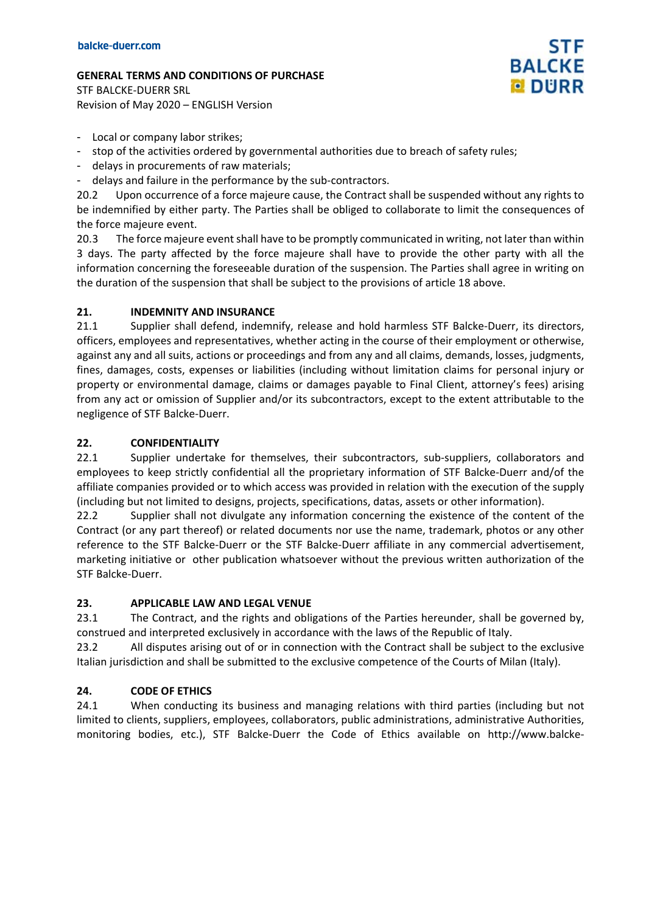- Local or company labor strikes;
- stop of the activities ordered by governmental authorities due to breach of safety rules;
- delays in procurements of raw materials;
- delays and failure in the performance by the sub-contractors.

20.2 Upon occurrence of a force majeure cause, the Contract shall be suspended without any rights to be indemnified by either party. The Parties shall be obliged to collaborate to limit the consequences of the force majeure event.

20.3 The force majeure event shall have to be promptly communicated in writing, not later than within 3 days. The party affected by the force majeure shall have to provide the other party with all the information concerning the foreseeable duration of the suspension. The Parties shall agree in writing on the duration of the suspension that shall be subject to the provisions of article 18 above.

## 21. INDEMNITY AND INSURANCE

21.1 Supplier shall defend, indemnify, release and hold harmless STF Balcke-Duerr, its directors, officers, employees and representatives, whether acting in the course of their employment or otherwise, against any and all suits, actions or proceedings and from any and all claims, demands, losses, judgments, fines, damages, costs, expenses or liabilities (including without limitation claims for personal injury or property or environmental damage, claims or damages payable to Final Client, attorney's fees) arising from any act or omission of Supplier and/or its subcontractors, except to the extent attributable to the negligence of STF Balcke-Duerr.

## 22. CONFIDENTIALITY

22.1 Supplier undertake for themselves, their subcontractors, sub-suppliers, collaborators and employees to keep strictly confidential all the proprietary information of STF Balcke-Duerr and/of the affiliate companies provided or to which access was provided in relation with the execution of the supply (including but not limited to designs, projects, specifications, datas, assets or other information).

22.2 Supplier shall not divulgate any information concerning the existence of the content of the Contract (or any part thereof) or related documents nor use the name, trademark, photos or any other reference to the STF Balcke-Duerr or the STF Balcke-Duerr affiliate in any commercial advertisement, marketing initiative or other publication whatsoever without the previous written authorization of the STF Balcke-Duerr.

## 23. APPLICABLE LAW AND LEGAL VENUE

23.1 The Contract, and the rights and obligations of the Parties hereunder, shall be governed by, construed and interpreted exclusively in accordance with the laws of the Republic of Italy.

23.2 All disputes arising out of or in connection with the Contract shall be subject to the exclusive Italian jurisdiction and shall be submitted to the exclusive competence of the Courts of Milan (Italy).

## 24. CODE OF ETHICS

24.1 When conducting its business and managing relations with third parties (including but not limited to clients, suppliers, employees, collaborators, public administrations, administrative Authorities, monitoring bodies, etc.), STF Balcke-Duerr the Code of Ethics available on http://www.balcke-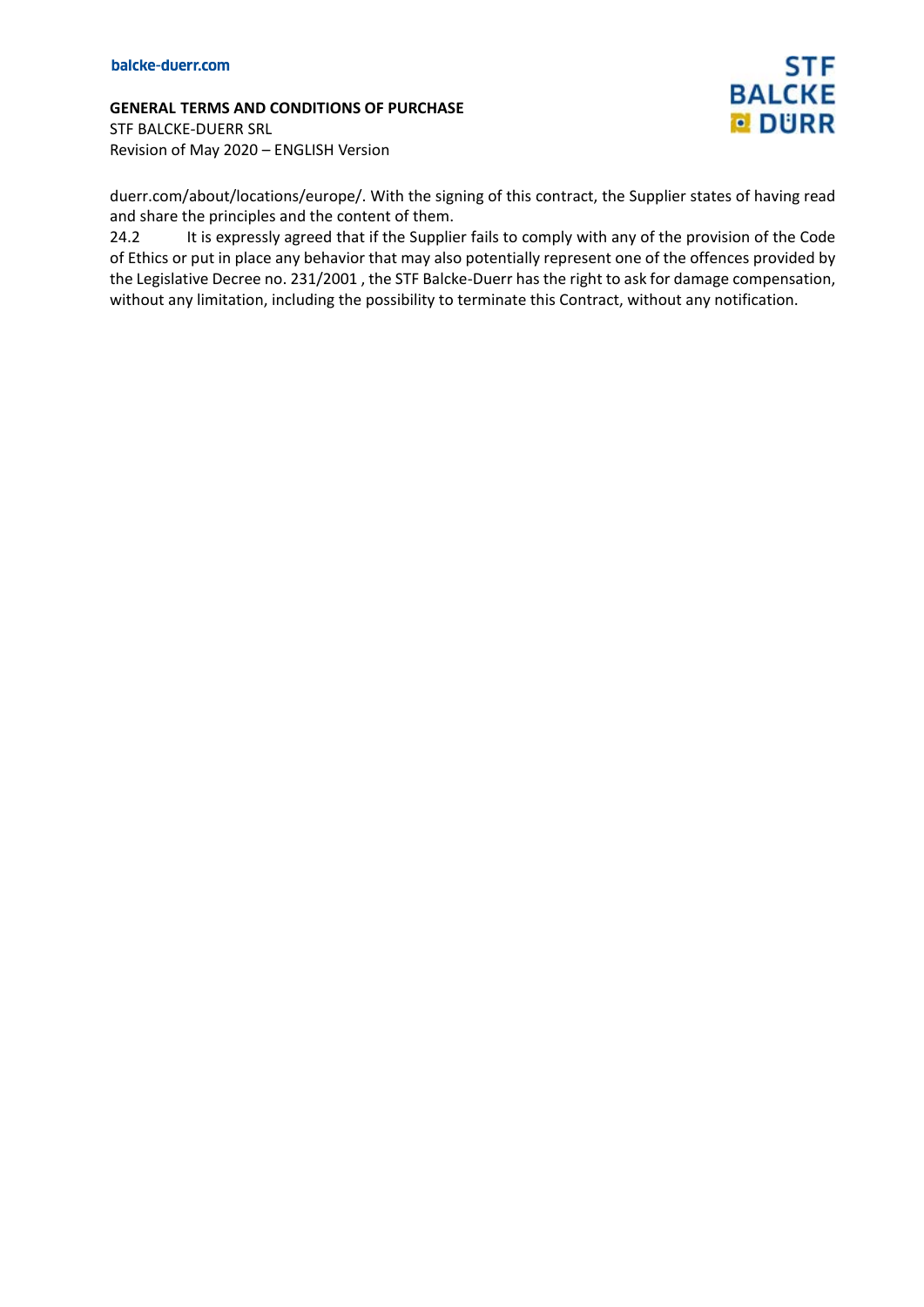duerr.com/about/locations/europe/. With the signing of this contract, the Supplier states of having read and share the principles and the content of them.

24.2 It is expressly agreed that if the Supplier fails to comply with any of the provision of the Code of Ethics or put in place any behavior that may also potentially represent one of the offences provided by the Legislative Decree no. 231/2001 , the STF Balcke-Duerr has the right to ask for damage compensation, without any limitation, including the possibility to terminate this Contract, without any notification.